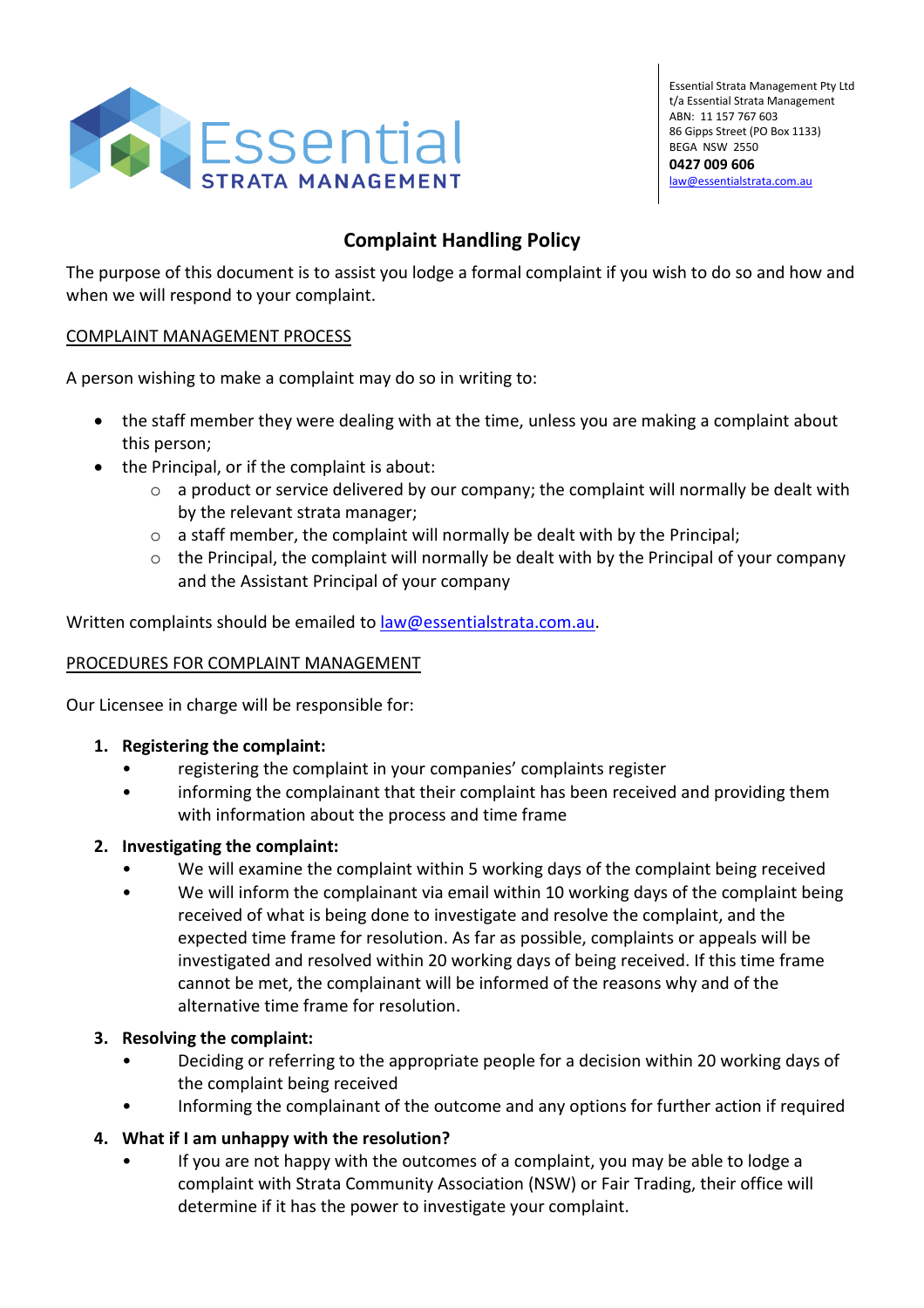Essential Strata Management Pty Ltd
t/a Essential Strata Management
ABN: 11 157 767 603
86 Gipps Street (PO Box 1133)
BEGA NSW 2550
**0427 009 606**
law@essentialstrata.com.au

# Complaint Handling Policy

The purpose of this document is to assist you lodge a formal complaint if you wish to do so and how and when we will respond to your complaint.

## COMPLAINT MANAGEMENT PROCESS

A person wishing to make a complaint may do so in writing to:

- the staff member they were dealing with at the time, unless you are making a complaint about this person;
- the Principal, or if the complaint is about:
  - a product or service delivered by our company; the complaint will normally be dealt with by the relevant strata manager;
  - a staff member, the complaint will normally be dealt with by the Principal;
  - the Principal, the complaint will normally be dealt with by the Principal of your company and the Assistant Principal of your company

Written complaints should be emailed to law@essentialstrata.com.au.

## PROCEDURES FOR COMPLAINT MANAGEMENT

Our Licensee in charge will be responsible for:

1. **Registering the complaint:**
   - registering the complaint in your companies' complaints register
   - informing the complainant that their complaint has been received and providing them with information about the process and time frame
2. **Investigating the complaint:**
   - We will examine the complaint within 5 working days of the complaint being received
   - We will inform the complainant via email within 10 working days of the complaint being received of what is being done to investigate and resolve the complaint, and the expected time frame for resolution. As far as possible, complaints or appeals will be investigated and resolved within 20 working days of being received. If this time frame cannot be met, the complainant will be informed of the reasons why and of the alternative time frame for resolution.
3. **Resolving the complaint:**
   - Deciding or referring to the appropriate people for a decision within 20 working days of the complaint being received
   - Informing the complainant of the outcome and any options for further action if required
4. **What if I am unhappy with the resolution?**
   - If you are not happy with the outcomes of a complaint, you may be able to lodge a complaint with Strata Community Association (NSW) or Fair Trading, their office will determine if it has the power to investigate your complaint.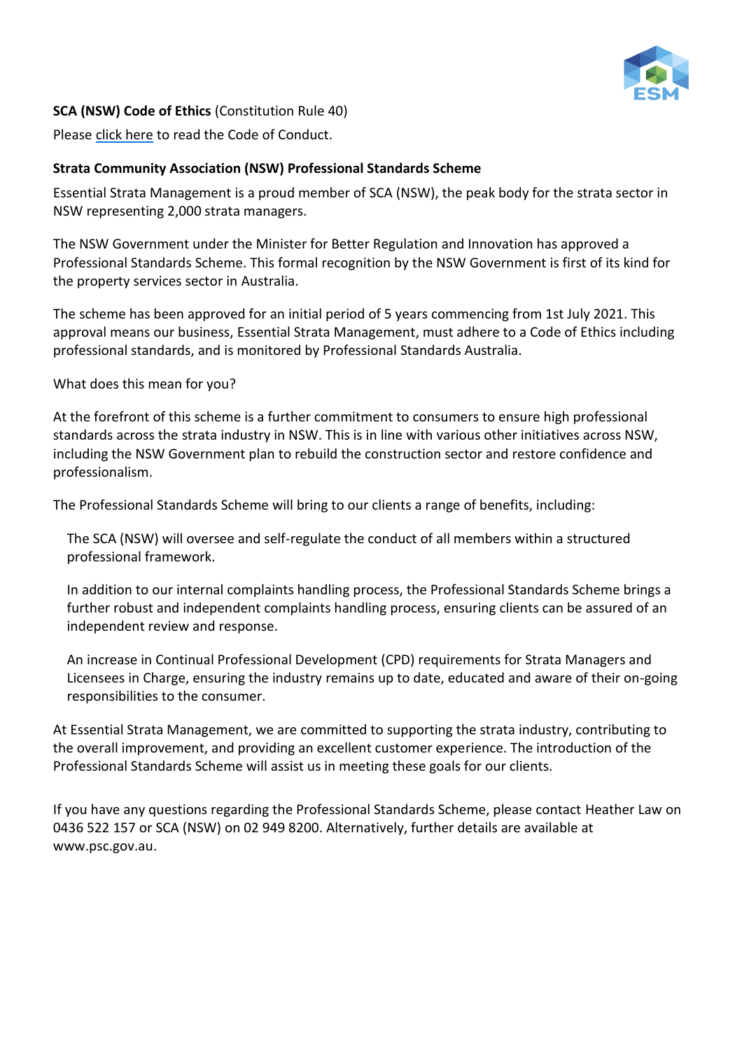**SCA (NSW) Code of Ethics** (Constitution Rule 40)

Please click here to read the Code of Conduct.

**Strata Community Association (NSW) Professional Standards Scheme**

Essential Strata Management is a proud member of SCA (NSW), the peak body for the strata sector in NSW representing 2,000 strata managers.

The NSW Government under the Minister for Better Regulation and Innovation has approved a Professional Standards Scheme. This formal recognition by the NSW Government is first of its kind for the property services sector in Australia.

The scheme has been approved for an initial period of 5 years commencing from 1st July 2021. This approval means our business, Essential Strata Management, must adhere to a Code of Ethics including professional standards, and is monitored by Professional Standards Australia.

What does this mean for you?

At the forefront of this scheme is a further commitment to consumers to ensure high professional standards across the strata industry in NSW. This is in line with various other initiatives across NSW, including the NSW Government plan to rebuild the construction sector and restore confidence and professionalism.

The Professional Standards Scheme will bring to our clients a range of benefits, including:

The SCA (NSW) will oversee and self-regulate the conduct of all members within a structured professional framework.

In addition to our internal complaints handling process, the Professional Standards Scheme brings a further robust and independent complaints handling process, ensuring clients can be assured of an independent review and response.

An increase in Continual Professional Development (CPD) requirements for Strata Managers and Licensees in Charge, ensuring the industry remains up to date, educated and aware of their on-going responsibilities to the consumer.

At Essential Strata Management, we are committed to supporting the strata industry, contributing to the overall improvement, and providing an excellent customer experience. The introduction of the Professional Standards Scheme will assist us in meeting these goals for our clients.

If you have any questions regarding the Professional Standards Scheme, please contact Heather Law on 0436 522 157 or SCA (NSW) on 02 949 8200. Alternatively, further details are available at www.psc.gov.au.